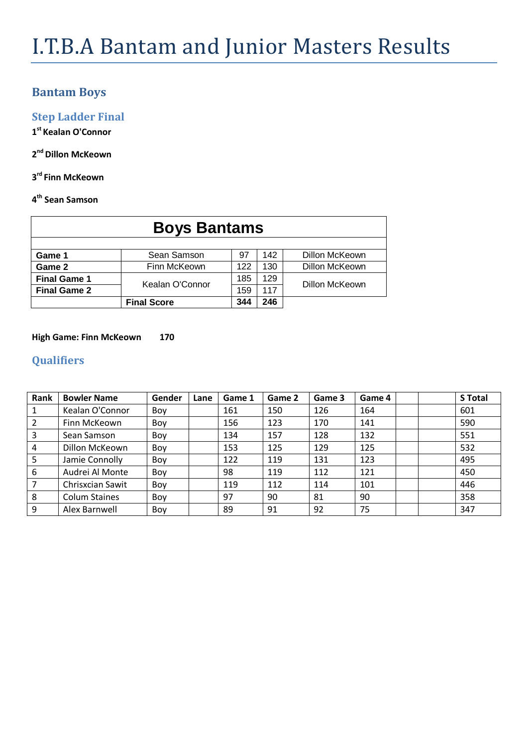# I.T.B.A Bantam and Junior Masters Results

## Bantam Boys

### Step Ladder Final

**1st Kealan O'Connor**

**2nd Dillon McKeown**

**3rd Finn McKeown**

**4th Sean Samson**

| Boys Bantams | | | | |
|---|---|---|---|---|
| **Game 1** | Sean Samson | 97 | 142 | Dillon McKeown |
| **Game 2** | Finn McKeown | 122 | 130 | Dillon McKeown |
| **Final Game 1** | Kealan O'Connor | 185 | 129 | Dillon McKeown |
| **Final Game 2** | | 159 | 117 | |
| | **Final Score** | **344** | **246** | |

**High Game: Finn McKeown 170**

### Qualifiers

| Rank | Bowler Name | Gender | Lane | Game 1 | Game 2 | Game 3 | Game 4 | | | S Total |
|---|---|---|---|---|---|---|---|---|---|---|
| 1 | Kealan O'Connor | Boy | | 161 | 150 | 126 | 164 | | | 601 |
| 2 | Finn McKeown | Boy | | 156 | 123 | 170 | 141 | | | 590 |
| 3 | Sean Samson | Boy | | 134 | 157 | 128 | 132 | | | 551 |
| 4 | Dillon McKeown | Boy | | 153 | 125 | 129 | 125 | | | 532 |
| 5 | Jamie Connolly | Boy | | 122 | 119 | 131 | 123 | | | 495 |
| 6 | Audrei Al Monte | Boy | | 98 | 119 | 112 | 121 | | | 450 |
| 7 | Chrisxcian Sawit | Boy | | 119 | 112 | 114 | 101 | | | 446 |
| 8 | Colum Staines | Boy | | 97 | 90 | 81 | 90 | | | 358 |
| 9 | Alex Barnwell | Boy | | 89 | 91 | 92 | 75 | | | 347 |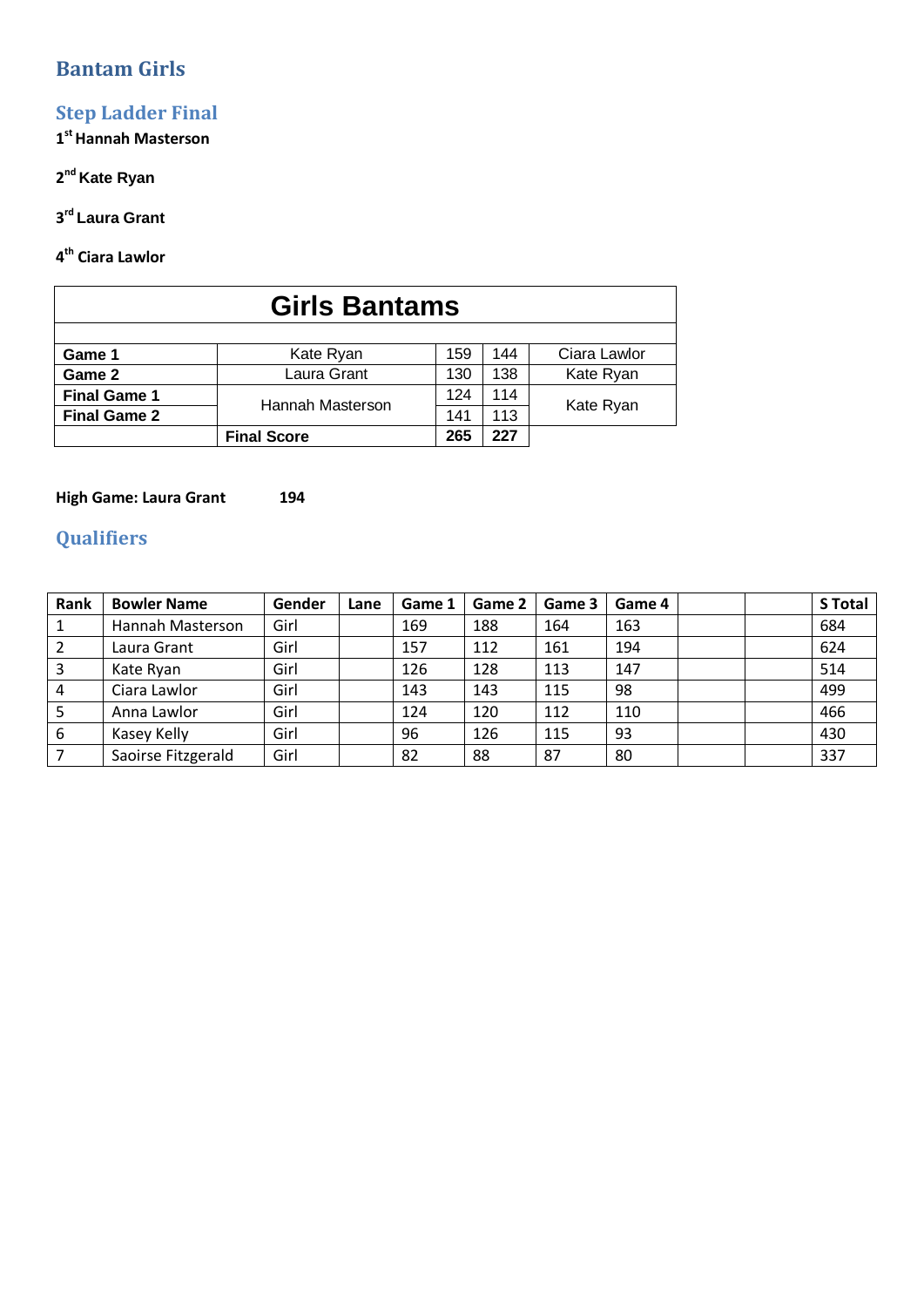# Bantam Girls

## Step Ladder Final

**1st Hannah Masterson**

**2nd Kate Ryan**

**3rd Laura Grant**

**4th Ciara Lawlor**

| Girls Bantams | | | | |
|---|---|---|---|---|
| **Game 1** | Kate Ryan | 159 | 144 | Ciara Lawlor |
| **Game 2** | Laura Grant | 130 | 138 | Kate Ryan |
| **Final Game 1** | Hannah Masterson | 124 | 114 | Kate Ryan |
| **Final Game 2** | | 141 | 113 | |
| | **Final Score** | **265** | **227** | |

**High Game: Laura Grant 194**

## Qualifiers

| Rank | Bowler Name | Gender | Lane | Game 1 | Game 2 | Game 3 | Game 4 | | | S Total |
|---|---|---|---|---|---|---|---|---|---|---|
| 1 | Hannah Masterson | Girl | | 169 | 188 | 164 | 163 | | | 684 |
| 2 | Laura Grant | Girl | | 157 | 112 | 161 | 194 | | | 624 |
| 3 | Kate Ryan | Girl | | 126 | 128 | 113 | 147 | | | 514 |
| 4 | Ciara Lawlor | Girl | | 143 | 143 | 115 | 98 | | | 499 |
| 5 | Anna Lawlor | Girl | | 124 | 120 | 112 | 110 | | | 466 |
| 6 | Kasey Kelly | Girl | | 96 | 126 | 115 | 93 | | | 430 |
| 7 | Saoirse Fitzgerald | Girl | | 82 | 88 | 87 | 80 | | | 337 |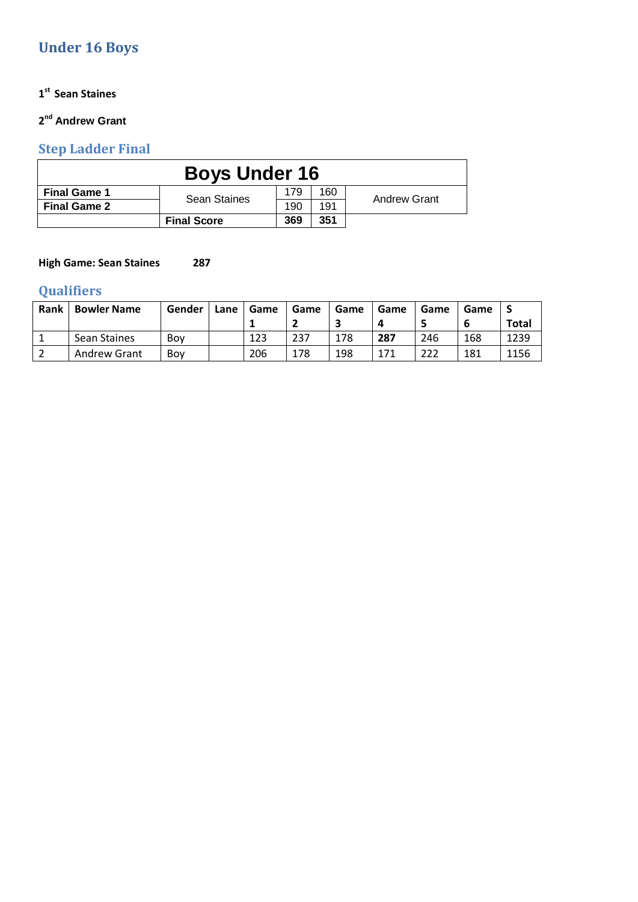## Under 16 Boys

**1st Sean Staines**

**2nd Andrew Grant**

### Step Ladder Final

| Boys Under 16 | | | | |
|---|---|---|---|---|
| **Final Game 1** | Sean Staines | 179 | 160 | Andrew Grant |
| **Final Game 2** | | 190 | 191 | |
| | **Final Score** | **369** | **351** | |

**High Game: Sean Staines 287**

### Qualifiers

| Rank | Bowler Name | Gender | Lane | Game 1 | Game 2 | Game 3 | Game 4 | Game 5 | Game 6 | S Total |
|---|---|---|---|---|---|---|---|---|---|---|
| 1 | Sean Staines | Boy | | 123 | 237 | 178 | **287** | 246 | 168 | 1239 |
| 2 | Andrew Grant | Boy | | 206 | 178 | 198 | 171 | 222 | 181 | 1156 |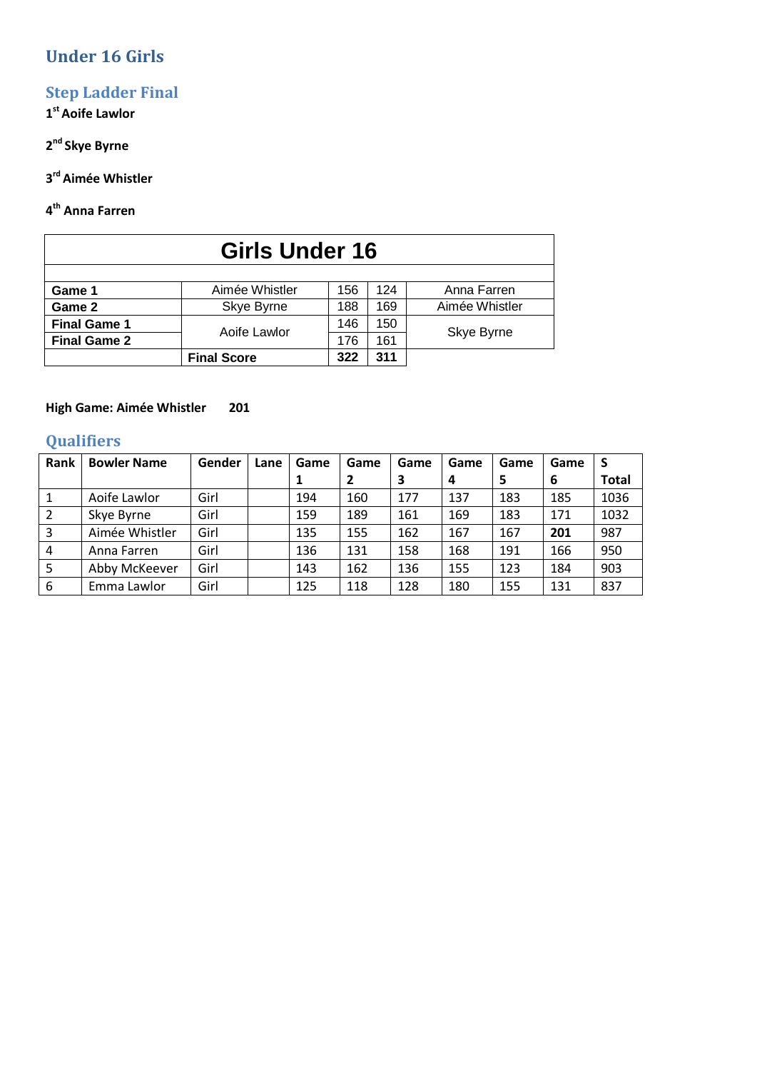# Under 16 Girls

## Step Ladder Final

**1st Aoife Lawlor**

**2nd Skye Byrne**

**3rd Aimée Whistler**

**4th Anna Farren**

| Girls Under 16 | | | | |
|---|---|---|---|---|
| | | | | |
| **Game 1** | Aimée Whistler | 156 | 124 | Anna Farren |
| **Game 2** | Skye Byrne | 188 | 169 | Aimée Whistler |
| **Final Game 1** | Aoife Lawlor | 146 | 150 | Skye Byrne |
| **Final Game 2** | | 176 | 161 | |
| | **Final Score** | **322** | **311** | |

**High Game: Aimée Whistler 201**

## Qualifiers

| Rank | Bowler Name | Gender | Lane | Game 1 | Game 2 | Game 3 | Game 4 | Game 5 | Game 6 | S Total |
|---|---|---|---|---|---|---|---|---|---|---|
| 1 | Aoife Lawlor | Girl | | 194 | 160 | 177 | 137 | 183 | 185 | 1036 |
| 2 | Skye Byrne | Girl | | 159 | 189 | 161 | 169 | 183 | 171 | 1032 |
| 3 | Aimée Whistler | Girl | | 135 | 155 | 162 | 167 | 167 | **201** | 987 |
| 4 | Anna Farren | Girl | | 136 | 131 | 158 | 168 | 191 | 166 | 950 |
| 5 | Abby McKeever | Girl | | 143 | 162 | 136 | 155 | 123 | 184 | 903 |
| 6 | Emma Lawlor | Girl | | 125 | 118 | 128 | 180 | 155 | 131 | 837 |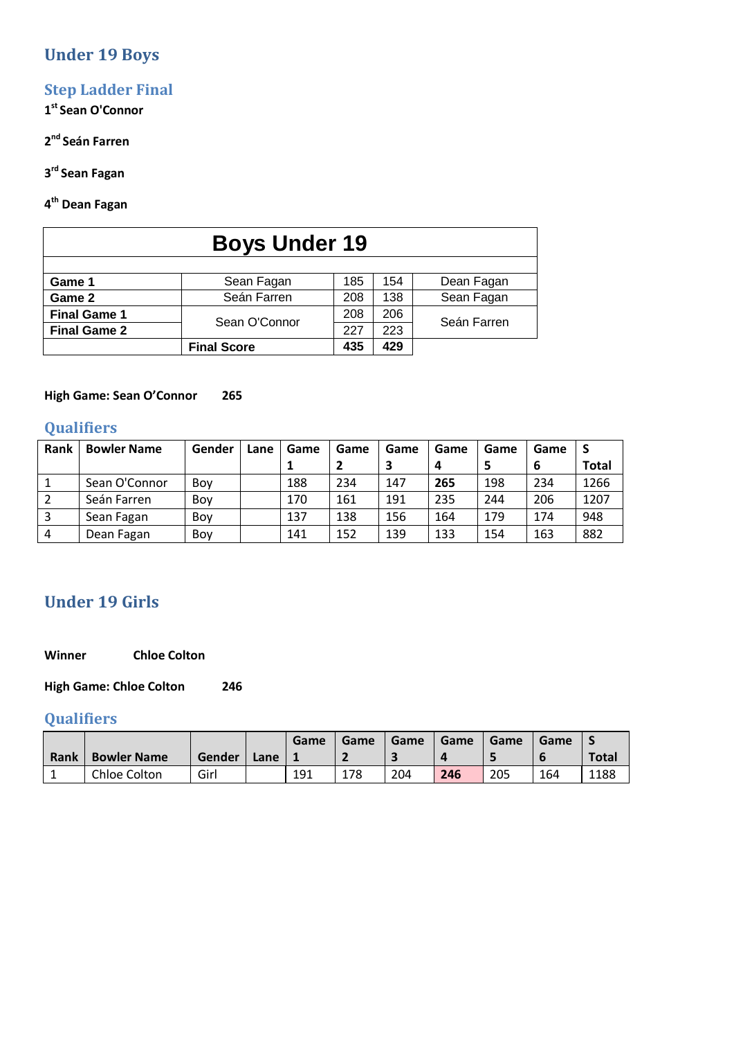# Under 19 Boys

## Step Ladder Final

1st Sean O'Connor

2nd Seán Farren

3rd Sean Fagan

4th Dean Fagan

| Boys Under 19 | | | | |
|---|---|---|---|---|
| **Game 1** | Sean Fagan | 185 | 154 | Dean Fagan |
| **Game 2** | Seán Farren | 208 | 138 | Sean Fagan |
| **Final Game 1** | Sean O'Connor | 208 | 206 | Seán Farren |
| **Final Game 2** | | 227 | 223 | |
| | **Final Score** | **435** | **429** | |

**High Game: Sean O'Connor 265**

## Qualifiers

| Rank | Bowler Name | Gender | Lane | Game 1 | Game 2 | Game 3 | Game 4 | Game 5 | Game 6 | S Total |
|---|---|---|---|---|---|---|---|---|---|---|
| 1 | Sean O'Connor | Boy | | 188 | 234 | 147 | **265** | 198 | 234 | 1266 |
| 2 | Seán Farren | Boy | | 170 | 161 | 191 | 235 | 244 | 206 | 1207 |
| 3 | Sean Fagan | Boy | | 137 | 138 | 156 | 164 | 179 | 174 | 948 |
| 4 | Dean Fagan | Boy | | 141 | 152 | 139 | 133 | 154 | 163 | 882 |

# Under 19 Girls

**Winner Chloe Colton**

**High Game: Chloe Colton 246**

## Qualifiers

| Rank | Bowler Name | Gender | Lane | Game 1 | Game 2 | Game 3 | Game 4 | Game 5 | Game 6 | S Total |
|---|---|---|---|---|---|---|---|---|---|---|
| 1 | Chloe Colton | Girl | | 191 | 178 | 204 | **246** | 205 | 164 | 1188 |